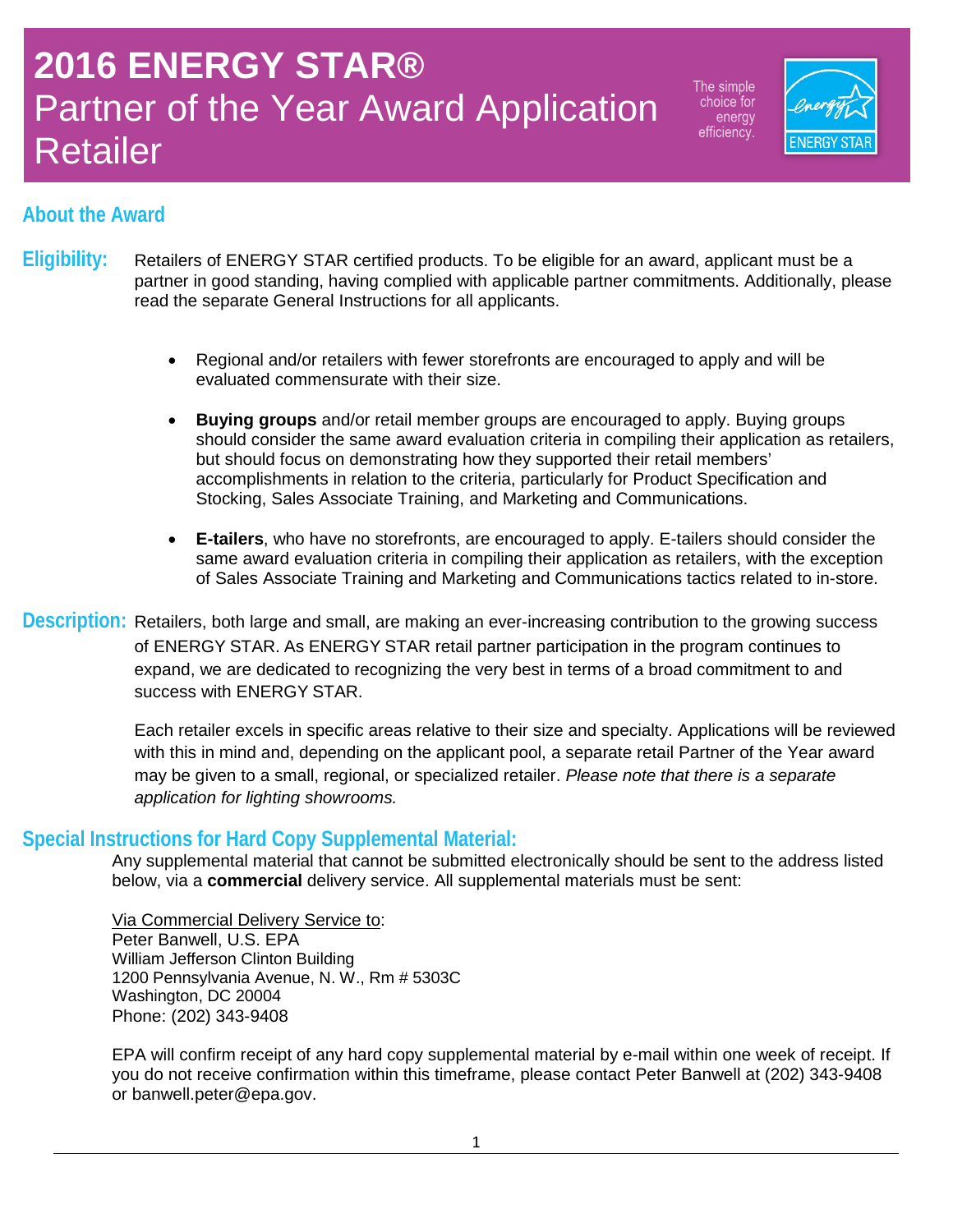# 2016 ENERGY STAR® Partner of the Year Award Application Retailer

The simple choice for energy efficiency.

## About the Award

**Eligibility:** Retailers of ENERGY STAR certified products. To be eligible for an award, applicant must be a partner in good standing, having complied with applicable partner commitments. Additionally, please read the separate General Instructions for all applicants.

- Regional and/or retailers with fewer storefronts are encouraged to apply and will be evaluated commensurate with their size.
- **Buying groups** and/or retail member groups are encouraged to apply. Buying groups should consider the same award evaluation criteria in compiling their application as retailers, but should focus on demonstrating how they supported their retail members' accomplishments in relation to the criteria, particularly for Product Specification and Stocking, Sales Associate Training, and Marketing and Communications.
- **E-tailers**, who have no storefronts, are encouraged to apply. E-tailers should consider the same award evaluation criteria in compiling their application as retailers, with the exception of Sales Associate Training and Marketing and Communications tactics related to in-store.

**Description:** Retailers, both large and small, are making an ever-increasing contribution to the growing success of ENERGY STAR. As ENERGY STAR retail partner participation in the program continues to expand, we are dedicated to recognizing the very best in terms of a broad commitment to and success with ENERGY STAR.

Each retailer excels in specific areas relative to their size and specialty. Applications will be reviewed with this in mind and, depending on the applicant pool, a separate retail Partner of the Year award may be given to a small, regional, or specialized retailer. *Please note that there is a separate application for lighting showrooms.*

## Special Instructions for Hard Copy Supplemental Material:

Any supplemental material that cannot be submitted electronically should be sent to the address listed below, via a **commercial** delivery service. All supplemental materials must be sent:

Via Commercial Delivery Service to:
Peter Banwell, U.S. EPA
William Jefferson Clinton Building
1200 Pennsylvania Avenue, N. W., Rm # 5303C
Washington, DC 20004
Phone: (202) 343-9408

EPA will confirm receipt of any hard copy supplemental material by e-mail within one week of receipt. If you do not receive confirmation within this timeframe, please contact Peter Banwell at (202) 343-9408 or banwell.peter@epa.gov.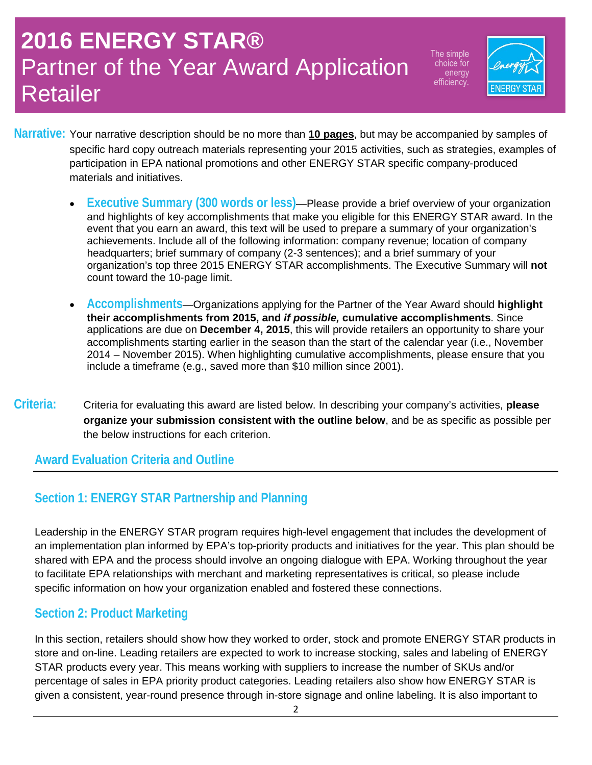# 2016 ENERGY STAR® Partner of the Year Award Application Retailer

The simple choice for energy efficiency.

**Narrative:** Your narrative description should be no more than **10 pages**, but may be accompanied by samples of specific hard copy outreach materials representing your 2015 activities, such as strategies, examples of participation in EPA national promotions and other ENERGY STAR specific company-produced materials and initiatives.

- **Executive Summary (300 words or less)**—Please provide a brief overview of your organization and highlights of key accomplishments that make you eligible for this ENERGY STAR award. In the event that you earn an award, this text will be used to prepare a summary of your organization's achievements. Include all of the following information: company revenue; location of company headquarters; brief summary of company (2-3 sentences); and a brief summary of your organization's top three 2015 ENERGY STAR accomplishments. The Executive Summary will **not** count toward the 10-page limit.

- **Accomplishments**—Organizations applying for the Partner of the Year Award should **highlight their accomplishments from 2015, and *if possible,* cumulative accomplishments**. Since applications are due on **December 4, 2015**, this will provide retailers an opportunity to share your accomplishments starting earlier in the season than the start of the calendar year (i.e., November 2014 – November 2015). When highlighting cumulative accomplishments, please ensure that you include a timeframe (e.g., saved more than $10 million since 2001).

**Criteria:** Criteria for evaluating this award are listed below. In describing your company's activities, **please organize your submission consistent with the outline below**, and be as specific as possible per the below instructions for each criterion.

## Award Evaluation Criteria and Outline

### Section 1: ENERGY STAR Partnership and Planning

Leadership in the ENERGY STAR program requires high-level engagement that includes the development of an implementation plan informed by EPA's top-priority products and initiatives for the year. This plan should be shared with EPA and the process should involve an ongoing dialogue with EPA. Working throughout the year to facilitate EPA relationships with merchant and marketing representatives is critical, so please include specific information on how your organization enabled and fostered these connections.

### Section 2: Product Marketing

In this section, retailers should show how they worked to order, stock and promote ENERGY STAR products in store and on-line. Leading retailers are expected to work to increase stocking, sales and labeling of ENERGY STAR products every year. This means working with suppliers to increase the number of SKUs and/or percentage of sales in EPA priority product categories. Leading retailers also show how ENERGY STAR is given a consistent, year-round presence through in-store signage and online labeling. It is also important to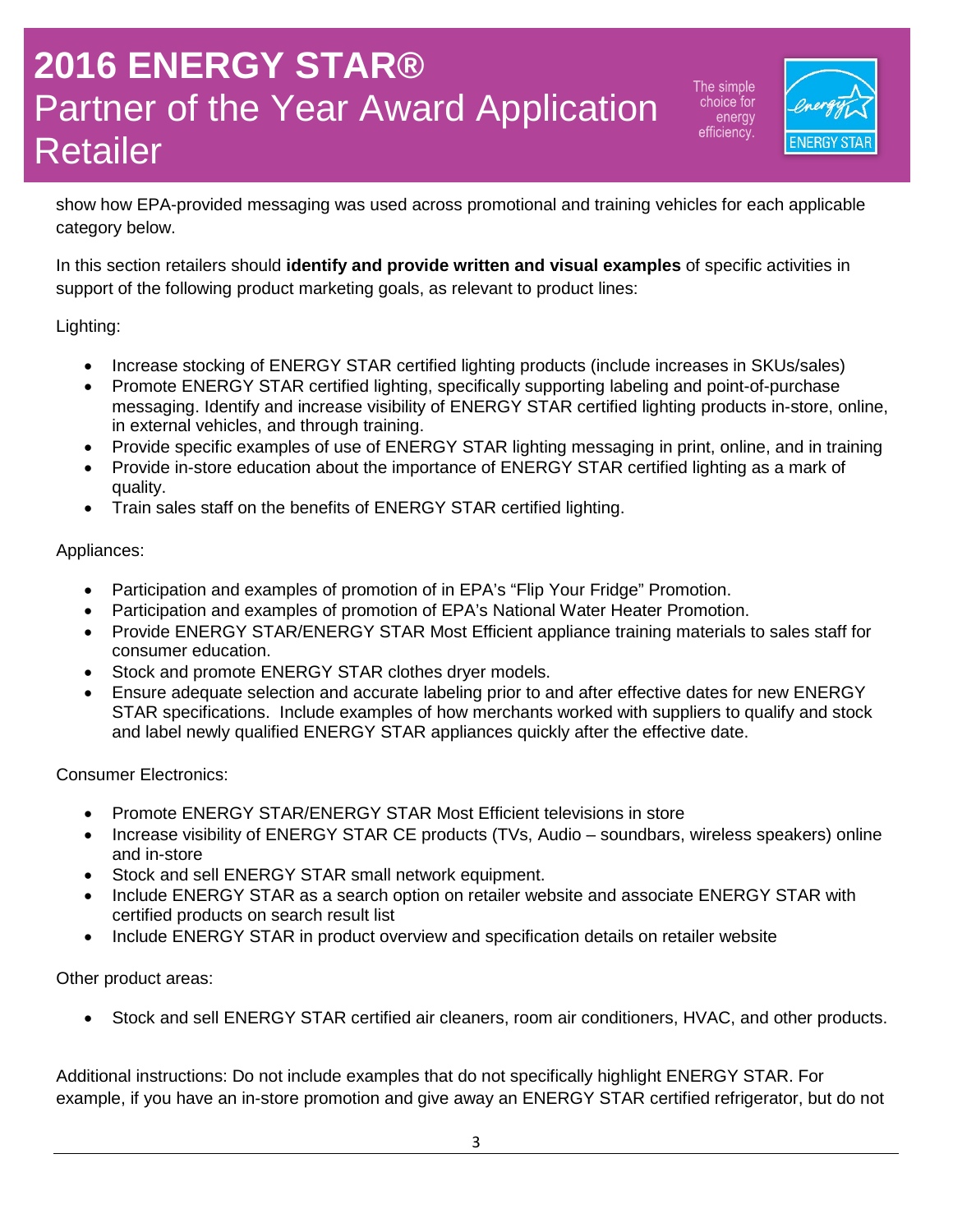show how EPA-provided messaging was used across promotional and training vehicles for each applicable category below.

In this section retailers should **identify and provide written and visual examples** of specific activities in support of the following product marketing goals, as relevant to product lines:

Lighting:

- Increase stocking of ENERGY STAR certified lighting products (include increases in SKUs/sales)
- Promote ENERGY STAR certified lighting, specifically supporting labeling and point-of-purchase messaging. Identify and increase visibility of ENERGY STAR certified lighting products in-store, online, in external vehicles, and through training.
- Provide specific examples of use of ENERGY STAR lighting messaging in print, online, and in training
- Provide in-store education about the importance of ENERGY STAR certified lighting as a mark of quality.
- Train sales staff on the benefits of ENERGY STAR certified lighting.

Appliances:

- Participation and examples of promotion of in EPA's "Flip Your Fridge" Promotion.
- Participation and examples of promotion of EPA's National Water Heater Promotion.
- Provide ENERGY STAR/ENERGY STAR Most Efficient appliance training materials to sales staff for consumer education.
- Stock and promote ENERGY STAR clothes dryer models.
- Ensure adequate selection and accurate labeling prior to and after effective dates for new ENERGY STAR specifications. Include examples of how merchants worked with suppliers to qualify and stock and label newly qualified ENERGY STAR appliances quickly after the effective date.

Consumer Electronics:

- Promote ENERGY STAR/ENERGY STAR Most Efficient televisions in store
- Increase visibility of ENERGY STAR CE products (TVs, Audio – soundbars, wireless speakers) online and in-store
- Stock and sell ENERGY STAR small network equipment.
- Include ENERGY STAR as a search option on retailer website and associate ENERGY STAR with certified products on search result list
- Include ENERGY STAR in product overview and specification details on retailer website

Other product areas:

- Stock and sell ENERGY STAR certified air cleaners, room air conditioners, HVAC, and other products.

Additional instructions: Do not include examples that do not specifically highlight ENERGY STAR. For example, if you have an in-store promotion and give away an ENERGY STAR certified refrigerator, but do not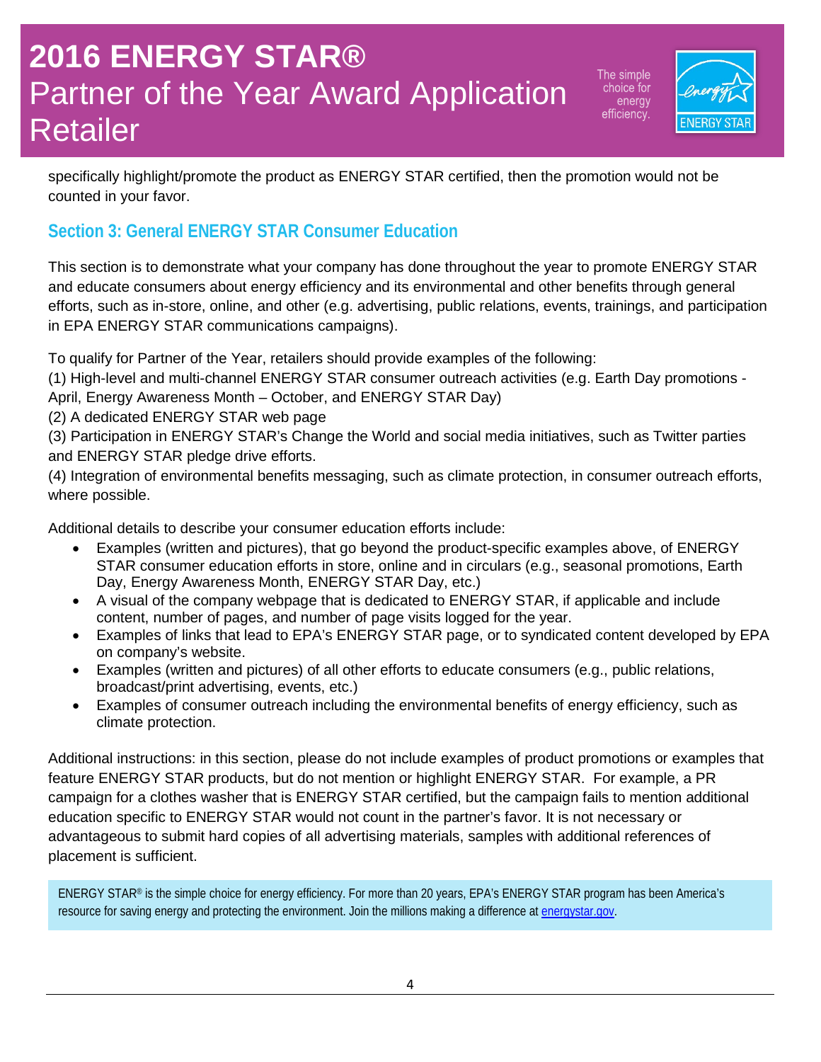specifically highlight/promote the product as ENERGY STAR certified, then the promotion would not be counted in your favor.

## Section 3: General ENERGY STAR Consumer Education

This section is to demonstrate what your company has done throughout the year to promote ENERGY STAR and educate consumers about energy efficiency and its environmental and other benefits through general efforts, such as in-store, online, and other (e.g. advertising, public relations, events, trainings, and participation in EPA ENERGY STAR communications campaigns).

To qualify for Partner of the Year, retailers should provide examples of the following:
(1) High-level and multi-channel ENERGY STAR consumer outreach activities (e.g. Earth Day promotions - April, Energy Awareness Month – October, and ENERGY STAR Day)
(2) A dedicated ENERGY STAR web page
(3) Participation in ENERGY STAR's Change the World and social media initiatives, such as Twitter parties and ENERGY STAR pledge drive efforts.
(4) Integration of environmental benefits messaging, such as climate protection, in consumer outreach efforts, where possible.

Additional details to describe your consumer education efforts include:

- Examples (written and pictures), that go beyond the product-specific examples above, of ENERGY STAR consumer education efforts in store, online and in circulars (e.g., seasonal promotions, Earth Day, Energy Awareness Month, ENERGY STAR Day, etc.)
- A visual of the company webpage that is dedicated to ENERGY STAR, if applicable and include content, number of pages, and number of page visits logged for the year.
- Examples of links that lead to EPA's ENERGY STAR page, or to syndicated content developed by EPA on company's website.
- Examples (written and pictures) of all other efforts to educate consumers (e.g., public relations, broadcast/print advertising, events, etc.)
- Examples of consumer outreach including the environmental benefits of energy efficiency, such as climate protection.

Additional instructions: in this section, please do not include examples of product promotions or examples that feature ENERGY STAR products, but do not mention or highlight ENERGY STAR. For example, a PR campaign for a clothes washer that is ENERGY STAR certified, but the campaign fails to mention additional education specific to ENERGY STAR would not count in the partner's favor. It is not necessary or advantageous to submit hard copies of all advertising materials, samples with additional references of placement is sufficient.

ENERGY STAR® is the simple choice for energy efficiency. For more than 20 years, EPA's ENERGY STAR program has been America's resource for saving energy and protecting the environment. Join the millions making a difference at energystar.gov.